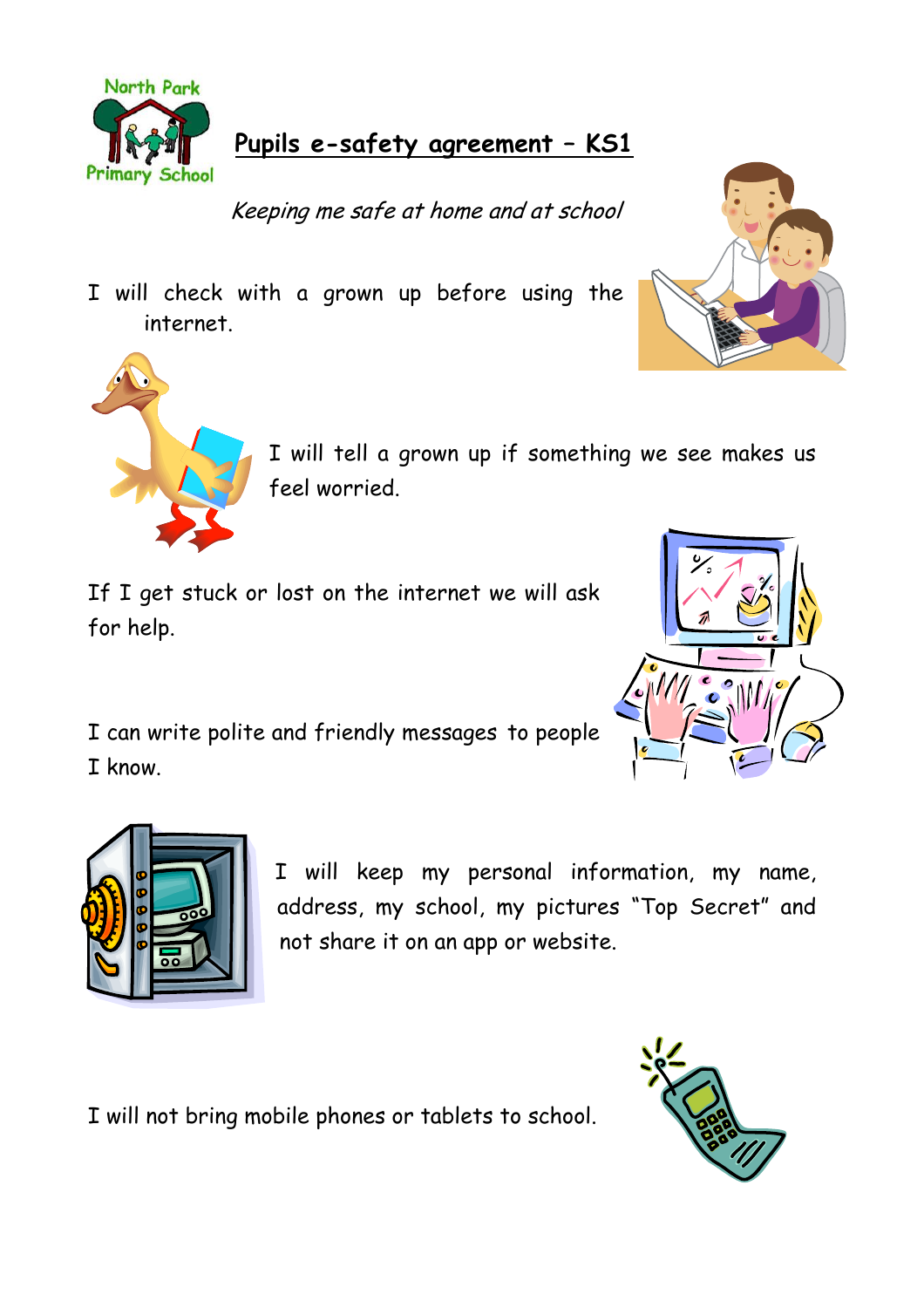North Park Primary School

# Pupils e-safety agreement – KS1

*Keeping me safe at home and at school*

I will check with a grown up before using the internet.

I will tell a grown up if something we see makes us feel worried.

If I get stuck or lost on the internet we will ask for help.

I can write polite and friendly messages to people I know.

I will keep my personal information, my name, address, my school, my pictures "Top Secret" and not share it on an app or website.

I will not bring mobile phones or tablets to school.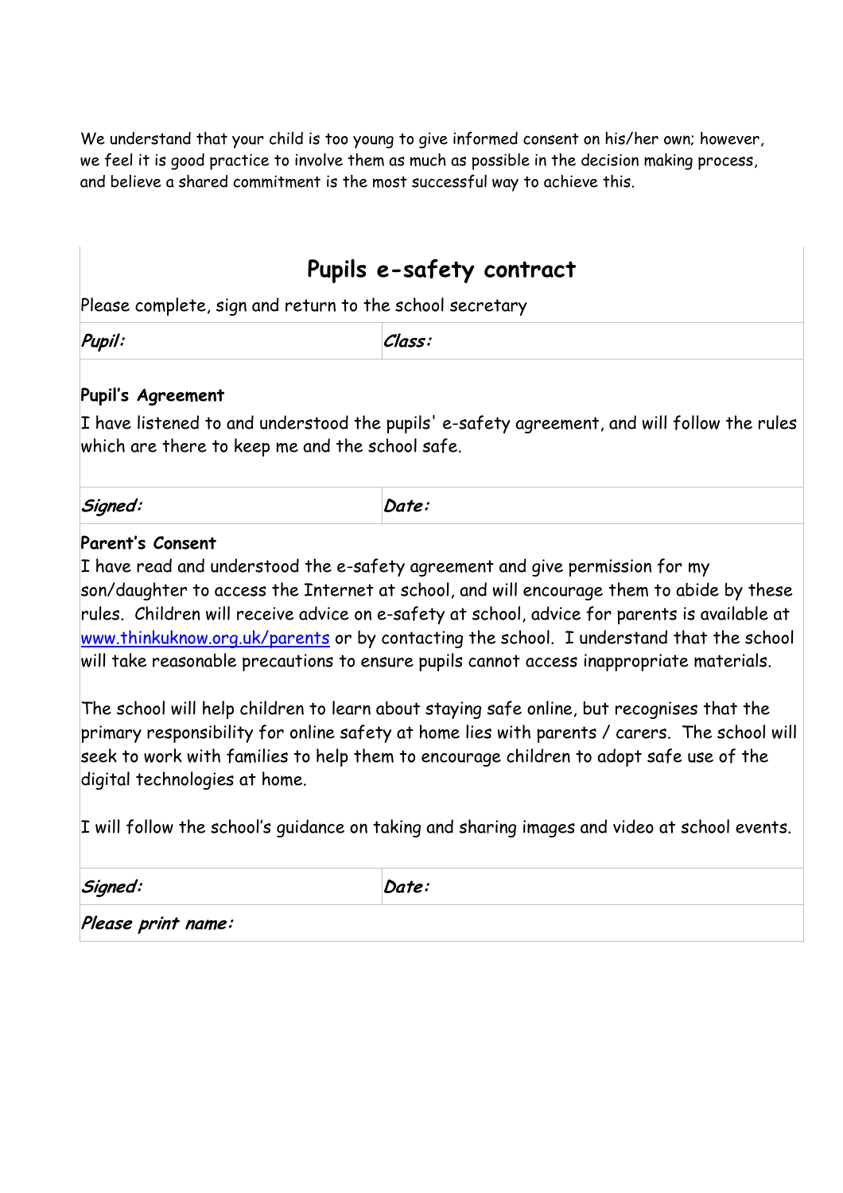We understand that your child is too young to give informed consent on his/her own; however, we feel it is good practice to involve them as much as possible in the decision making process, and believe a shared commitment is the most successful way to achieve this.

## Pupils e-safety contract

Please complete, sign and return to the school secretary

| | |
|---|---|
| ***Pupil:*** | ***Class:*** |

**Pupil's Agreement**

I have listened to and understood the pupils' e-safety agreement, and will follow the rules which are there to keep me and the school safe.

| | |
|---|---|
| ***Signed:*** | ***Date:*** |

**Parent's Consent**

I have read and understood the e-safety agreement and give permission for my son/daughter to access the Internet at school, and will encourage them to abide by these rules. Children will receive advice on e-safety at school, advice for parents is available at [www.thinkuknow.org.uk/parents](http://www.thinkuknow.org.uk/parents) or by contacting the school. I understand that the school will take reasonable precautions to ensure pupils cannot access inappropriate materials.

The school will help children to learn about staying safe online, but recognises that the primary responsibility for online safety at home lies with parents / carers. The school will seek to work with families to help them to encourage children to adopt safe use of the digital technologies at home.

I will follow the school's guidance on taking and sharing images and video at school events.

| | |
|---|---|
| ***Signed:*** | ***Date:*** |
| ***Please print name:*** | |